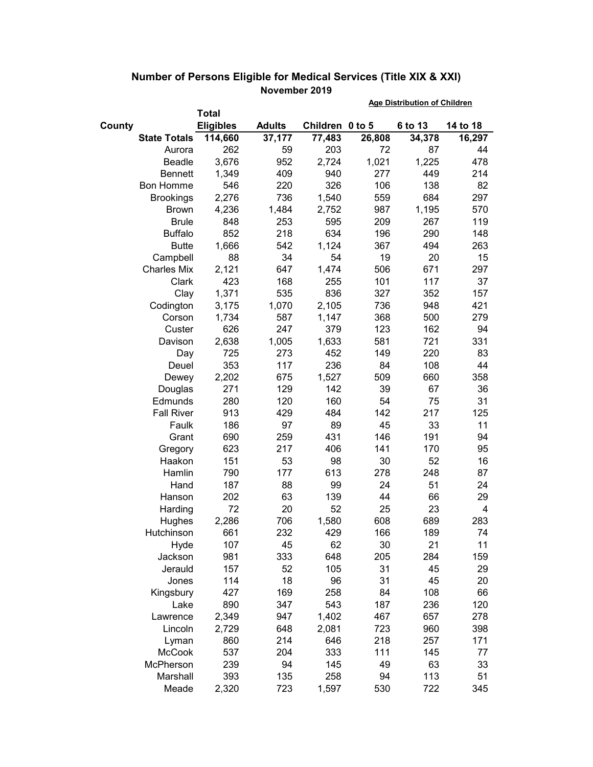## Number of Persons Eligible for Medical Services (Title XIX & XXI)

### November 2019

| County | Total Eligibles | Adults | Children | Age Distribution of Children 0 to 5 | 6 to 13 | 14 to 18 |
|---|---|---|---|---|---|---|
| **State Totals** | **114,660** | **37,177** | **77,483** | **26,808** | **34,378** | **16,297** |
| Aurora | 262 | 59 | 203 | 72 | 87 | 44 |
| Beadle | 3,676 | 952 | 2,724 | 1,021 | 1,225 | 478 |
| Bennett | 1,349 | 409 | 940 | 277 | 449 | 214 |
| Bon Homme | 546 | 220 | 326 | 106 | 138 | 82 |
| Brookings | 2,276 | 736 | 1,540 | 559 | 684 | 297 |
| Brown | 4,236 | 1,484 | 2,752 | 987 | 1,195 | 570 |
| Brule | 848 | 253 | 595 | 209 | 267 | 119 |
| Buffalo | 852 | 218 | 634 | 196 | 290 | 148 |
| Butte | 1,666 | 542 | 1,124 | 367 | 494 | 263 |
| Campbell | 88 | 34 | 54 | 19 | 20 | 15 |
| Charles Mix | 2,121 | 647 | 1,474 | 506 | 671 | 297 |
| Clark | 423 | 168 | 255 | 101 | 117 | 37 |
| Clay | 1,371 | 535 | 836 | 327 | 352 | 157 |
| Codington | 3,175 | 1,070 | 2,105 | 736 | 948 | 421 |
| Corson | 1,734 | 587 | 1,147 | 368 | 500 | 279 |
| Custer | 626 | 247 | 379 | 123 | 162 | 94 |
| Davison | 2,638 | 1,005 | 1,633 | 581 | 721 | 331 |
| Day | 725 | 273 | 452 | 149 | 220 | 83 |
| Deuel | 353 | 117 | 236 | 84 | 108 | 44 |
| Dewey | 2,202 | 675 | 1,527 | 509 | 660 | 358 |
| Douglas | 271 | 129 | 142 | 39 | 67 | 36 |
| Edmunds | 280 | 120 | 160 | 54 | 75 | 31 |
| Fall River | 913 | 429 | 484 | 142 | 217 | 125 |
| Faulk | 186 | 97 | 89 | 45 | 33 | 11 |
| Grant | 690 | 259 | 431 | 146 | 191 | 94 |
| Gregory | 623 | 217 | 406 | 141 | 170 | 95 |
| Haakon | 151 | 53 | 98 | 30 | 52 | 16 |
| Hamlin | 790 | 177 | 613 | 278 | 248 | 87 |
| Hand | 187 | 88 | 99 | 24 | 51 | 24 |
| Hanson | 202 | 63 | 139 | 44 | 66 | 29 |
| Harding | 72 | 20 | 52 | 25 | 23 | 4 |
| Hughes | 2,286 | 706 | 1,580 | 608 | 689 | 283 |
| Hutchinson | 661 | 232 | 429 | 166 | 189 | 74 |
| Hyde | 107 | 45 | 62 | 30 | 21 | 11 |
| Jackson | 981 | 333 | 648 | 205 | 284 | 159 |
| Jerauld | 157 | 52 | 105 | 31 | 45 | 29 |
| Jones | 114 | 18 | 96 | 31 | 45 | 20 |
| Kingsbury | 427 | 169 | 258 | 84 | 108 | 66 |
| Lake | 890 | 347 | 543 | 187 | 236 | 120 |
| Lawrence | 2,349 | 947 | 1,402 | 467 | 657 | 278 |
| Lincoln | 2,729 | 648 | 2,081 | 723 | 960 | 398 |
| Lyman | 860 | 214 | 646 | 218 | 257 | 171 |
| McCook | 537 | 204 | 333 | 111 | 145 | 77 |
| McPherson | 239 | 94 | 145 | 49 | 63 | 33 |
| Marshall | 393 | 135 | 258 | 94 | 113 | 51 |
| Meade | 2,320 | 723 | 1,597 | 530 | 722 | 345 |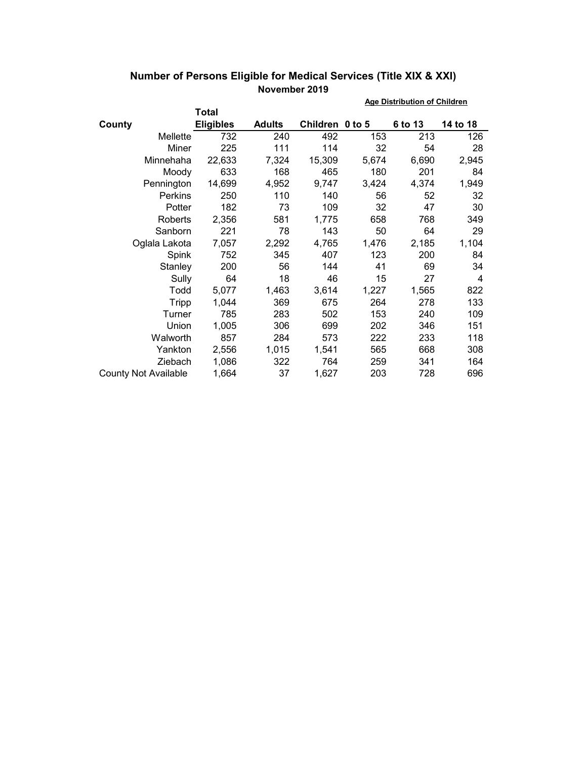## Number of Persons Eligible for Medical Services (Title XIX & XXI)
### November 2019

| | | | | Age Distribution of Children | | |
|---|---|---|---|---|---|---|
| County | Total Eligibles | Adults | Children | 0 to 5 | 6 to 13 | 14 to 18 |
| Mellette | 732 | 240 | 492 | 153 | 213 | 126 |
| Miner | 225 | 111 | 114 | 32 | 54 | 28 |
| Minnehaha | 22,633 | 7,324 | 15,309 | 5,674 | 6,690 | 2,945 |
| Moody | 633 | 168 | 465 | 180 | 201 | 84 |
| Pennington | 14,699 | 4,952 | 9,747 | 3,424 | 4,374 | 1,949 |
| Perkins | 250 | 110 | 140 | 56 | 52 | 32 |
| Potter | 182 | 73 | 109 | 32 | 47 | 30 |
| Roberts | 2,356 | 581 | 1,775 | 658 | 768 | 349 |
| Sanborn | 221 | 78 | 143 | 50 | 64 | 29 |
| Oglala Lakota | 7,057 | 2,292 | 4,765 | 1,476 | 2,185 | 1,104 |
| Spink | 752 | 345 | 407 | 123 | 200 | 84 |
| Stanley | 200 | 56 | 144 | 41 | 69 | 34 |
| Sully | 64 | 18 | 46 | 15 | 27 | 4 |
| Todd | 5,077 | 1,463 | 3,614 | 1,227 | 1,565 | 822 |
| Tripp | 1,044 | 369 | 675 | 264 | 278 | 133 |
| Turner | 785 | 283 | 502 | 153 | 240 | 109 |
| Union | 1,005 | 306 | 699 | 202 | 346 | 151 |
| Walworth | 857 | 284 | 573 | 222 | 233 | 118 |
| Yankton | 2,556 | 1,015 | 1,541 | 565 | 668 | 308 |
| Ziebach | 1,086 | 322 | 764 | 259 | 341 | 164 |
| County Not Available | 1,664 | 37 | 1,627 | 203 | 728 | 696 |